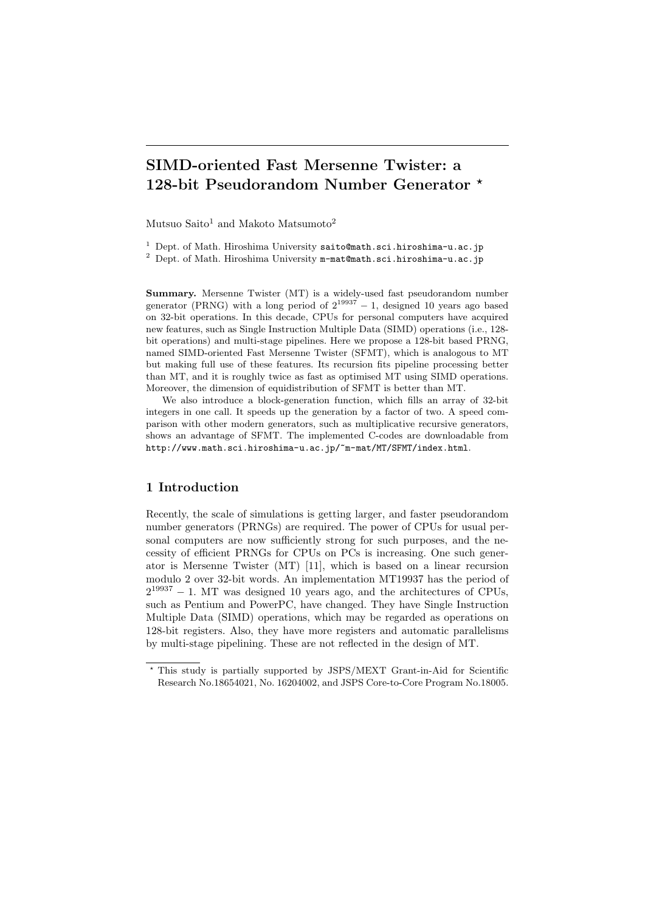# SIMD-oriented Fast Mersenne Twister: a 128-bit Pseudorandom Number Generator *

Mutsuo Saito[1] and Makoto Matsumoto[2]

[1] Dept. of Math. Hiroshima University saito@math.sci.hiroshima-u.ac.jp
[2] Dept. of Math. Hiroshima University m-mat@math.sci.hiroshima-u.ac.jp

**Summary.** Mersenne Twister (MT) is a widely-used fast pseudorandom number generator (PRNG) with a long period of $2^{19937}-1$, designed 10 years ago based on 32-bit operations. In this decade, CPUs for personal computers have acquired new features, such as Single Instruction Multiple Data (SIMD) operations (i.e., 128-bit operations) and multi-stage pipelines. Here we propose a 128-bit based PRNG, named SIMD-oriented Fast Mersenne Twister (SFMT), which is analogous to MT but making full use of these features. Its recursion fits pipeline processing better than MT, and it is roughly twice as fast as optimised MT using SIMD operations. Moreover, the dimension of equidistribution of SFMT is better than MT.

We also introduce a block-generation function, which fills an array of 32-bit integers in one call. It speeds up the generation by a factor of two. A speed comparison with other modern generators, such as multiplicative recursive generators, shows an advantage of SFMT. The implemented C-codes are downloadable from http://www.math.sci.hiroshima-u.ac.jp/~m-mat/MT/SFMT/index.html.

## 1 Introduction

Recently, the scale of simulations is getting larger, and faster pseudorandom number generators (PRNGs) are required. The power of CPUs for usual personal computers are now sufficiently strong for such purposes, and the necessity of efficient PRNGs for CPUs on PCs is increasing. One such generator is Mersenne Twister (MT) [11], which is based on a linear recursion modulo 2 over 32-bit words. An implementation MT19937 has the period of $2^{19937}-1$. MT was designed 10 years ago, and the architectures of CPUs, such as Pentium and PowerPC, have changed. They have Single Instruction Multiple Data (SIMD) operations, which may be regarded as operations on 128-bit registers. Also, they have more registers and automatic parallelisms by multi-stage pipelining. These are not reflected in the design of MT.

* This study is partially supported by JSPS/MEXT Grant-in-Aid for Scientific Research No.18654021, No. 16204002, and JSPS Core-to-Core Program No.18005.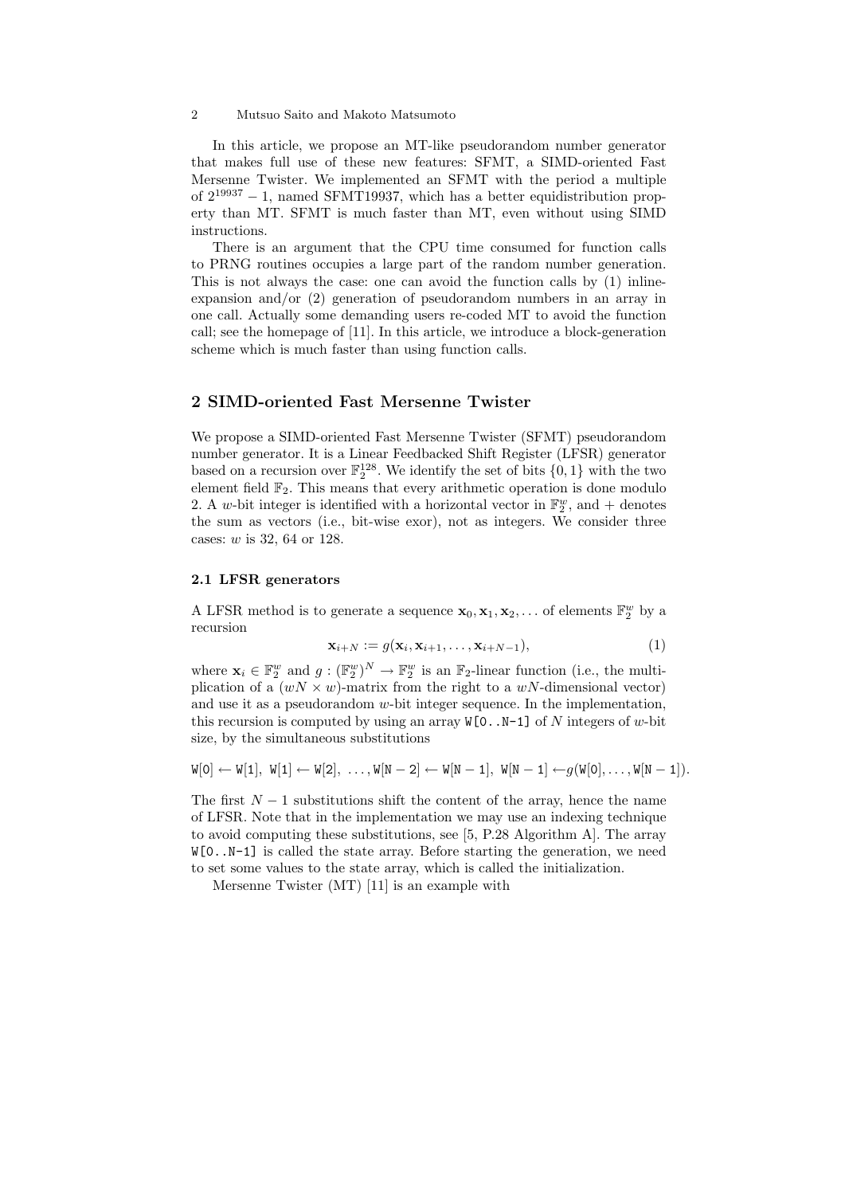In this article, we propose an MT-like pseudorandom number generator that makes full use of these new features: SFMT, a SIMD-oriented Fast Mersenne Twister. We implemented an SFMT with the period a multiple of $2^{19937} - 1$, named SFMT19937, which has a better equidistribution property than MT. SFMT is much faster than MT, even without using SIMD instructions.

There is an argument that the CPU time consumed for function calls to PRNG routines occupies a large part of the random number generation. This is not always the case: one can avoid the function calls by (1) inline-expansion and/or (2) generation of pseudorandom numbers in an array in one call. Actually some demanding users re-coded MT to avoid the function call; see the homepage of [11]. In this article, we introduce a block-generation scheme which is much faster than using function calls.

## 2 SIMD-oriented Fast Mersenne Twister

We propose a SIMD-oriented Fast Mersenne Twister (SFMT) pseudorandom number generator. It is a Linear Feedbacked Shift Register (LFSR) generator based on a recursion over $\mathbb{F}_2^{128}$. We identify the set of bits $\{0, 1\}$ with the two element field $\mathbb{F}_2$. This means that every arithmetic operation is done modulo 2. A $w$-bit integer is identified with a horizontal vector in $\mathbb{F}_2^w$, and $+$ denotes the sum as vectors (i.e., bit-wise exor), not as integers. We consider three cases: $w$ is 32, 64 or 128.

### 2.1 LFSR generators

A LFSR method is to generate a sequence $\mathbf{x}_0, \mathbf{x}_1, \mathbf{x}_2, \ldots$ of elements $\mathbb{F}_2^w$ by a recursion

$$\mathbf{x}_{i+N} := g(\mathbf{x}_i, \mathbf{x}_{i+1}, \ldots, \mathbf{x}_{i+N-1}), \tag{1}$$

where $\mathbf{x}_i \in \mathbb{F}_2^w$ and $g : (\mathbb{F}_2^w)^N \to \mathbb{F}_2^w$ is an $\mathbb{F}_2$-linear function (i.e., the multiplication of a $(wN \times w)$-matrix from the right to a $wN$-dimensional vector) and use it as a pseudorandom $w$-bit integer sequence. In the implementation, this recursion is computed by using an array `W[0..N-1]` of $N$ integers of $w$-bit size, by the simultaneous substitutions

$$\mathtt{W[0]} \leftarrow \mathtt{W[1]},\ \mathtt{W[1]} \leftarrow \mathtt{W[2]},\ \ldots, \mathtt{W[N-2]} \leftarrow \mathtt{W[N-1]},\ \mathtt{W[N-1]} \leftarrow g(\mathtt{W[0]}, \ldots, \mathtt{W[N-1]}).$$

The first $N - 1$ substitutions shift the content of the array, hence the name of LFSR. Note that in the implementation we may use an indexing technique to avoid computing these substitutions, see [5, P.28 Algorithm A]. The array `W[0..N-1]` is called the state array. Before starting the generation, we need to set some values to the state array, which is called the initialization.

Mersenne Twister (MT) [11] is an example with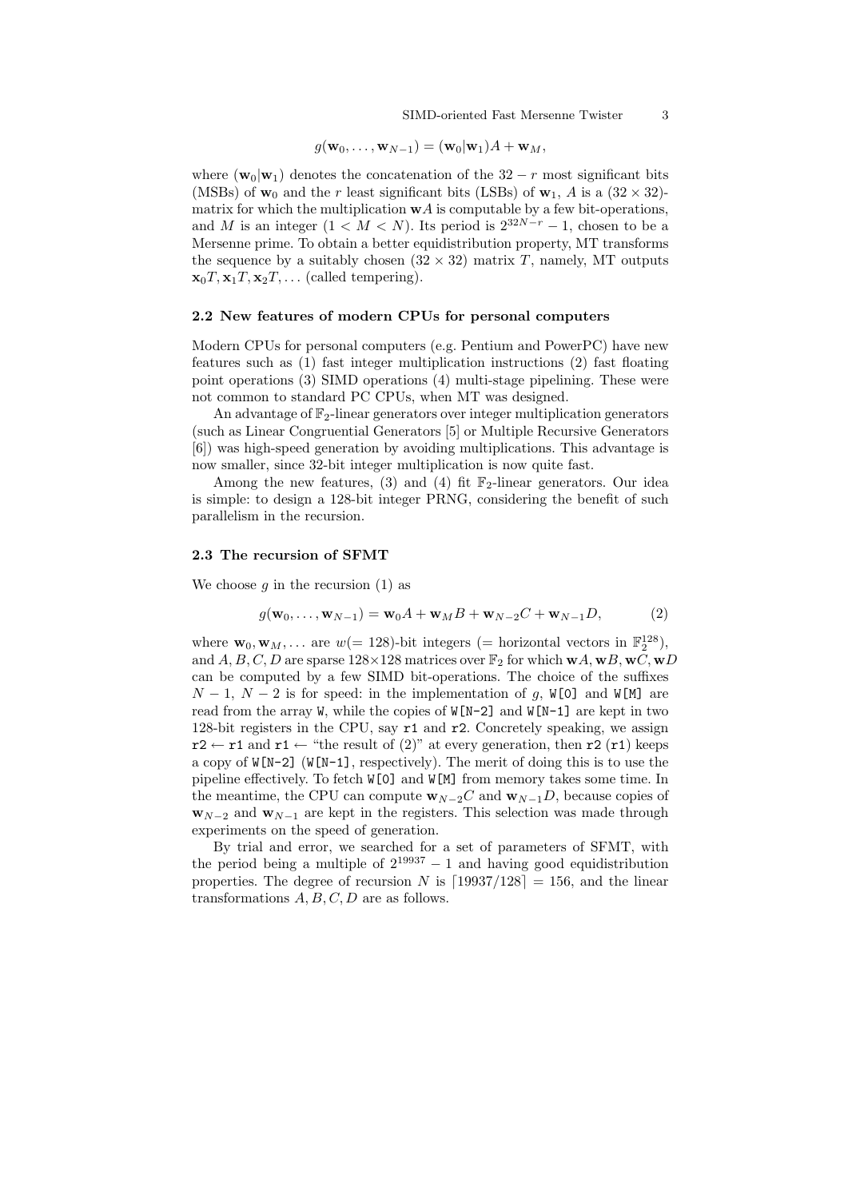$$g(\mathbf{w}_0, \ldots, \mathbf{w}_{N-1}) = (\mathbf{w}_0|\mathbf{w}_1)A + \mathbf{w}_M,$$

where $(\mathbf{w}_0|\mathbf{w}_1)$ denotes the concatenation of the $32 - r$ most significant bits (MSBs) of $\mathbf{w}_0$ and the $r$ least significant bits (LSBs) of $\mathbf{w}_1$, $A$ is a $(32 \times 32)$-matrix for which the multiplication $\mathbf{w}A$ is computable by a few bit-operations, and $M$ is an integer $(1 < M < N)$. Its period is $2^{32N-r} - 1$, chosen to be a Mersenne prime. To obtain a better equidistribution property, MT transforms the sequence by a suitably chosen $(32 \times 32)$ matrix $T$, namely, MT outputs $\mathbf{x}_0 T, \mathbf{x}_1 T, \mathbf{x}_2 T, \ldots$ (called tempering).

### 2.2 New features of modern CPUs for personal computers

Modern CPUs for personal computers (e.g. Pentium and PowerPC) have new features such as (1) fast integer multiplication instructions (2) fast floating point operations (3) SIMD operations (4) multi-stage pipelining. These were not common to standard PC CPUs, when MT was designed.

An advantage of $\mathbb{F}_2$-linear generators over integer multiplication generators (such as Linear Congruential Generators [5] or Multiple Recursive Generators [6]) was high-speed generation by avoiding multiplications. This advantage is now smaller, since 32-bit integer multiplication is now quite fast.

Among the new features, (3) and (4) fit $\mathbb{F}_2$-linear generators. Our idea is simple: to design a 128-bit integer PRNG, considering the benefit of such parallelism in the recursion.

### 2.3 The recursion of SFMT

We choose $g$ in the recursion (1) as

$$g(\mathbf{w}_0, \ldots, \mathbf{w}_{N-1}) = \mathbf{w}_0 A + \mathbf{w}_M B + \mathbf{w}_{N-2} C + \mathbf{w}_{N-1} D, \tag{2}$$

where $\mathbf{w}_0, \mathbf{w}_M, \ldots$ are $w(= 128)$-bit integers (= horizontal vectors in $\mathbb{F}_2^{128}$), and $A, B, C, D$ are sparse $128 \times 128$ matrices over $\mathbb{F}_2$ for which $\mathbf{w}A, \mathbf{w}B, \mathbf{w}C, \mathbf{w}D$ can be computed by a few SIMD bit-operations. The choice of the suffixes $N-1$, $N-2$ is for speed: in the implementation of $g$, `W[0]` and `W[M]` are read from the array `W`, while the copies of `W[N-2]` and `W[N-1]` are kept in two 128-bit registers in the CPU, say `r1` and `r2`. Concretely speaking, we assign `r2` $\leftarrow$ `r1` and `r1` $\leftarrow$ "the result of (2)" at every generation, then `r2` (`r1`) keeps a copy of `W[N-2]` (`W[N-1]`, respectively). The merit of doing this is to use the pipeline effectively. To fetch `W[0]` and `W[M]` from memory takes some time. In the meantime, the CPU can compute $\mathbf{w}_{N-2}C$ and $\mathbf{w}_{N-1}D$, because copies of $\mathbf{w}_{N-2}$ and $\mathbf{w}_{N-1}$ are kept in the registers. This selection was made through experiments on the speed of generation.

By trial and error, we searched for a set of parameters of SFMT, with the period being a multiple of $2^{19937} - 1$ and having good equidistribution properties. The degree of recursion $N$ is $\lceil 19937/128 \rceil = 156$, and the linear transformations $A, B, C, D$ are as follows.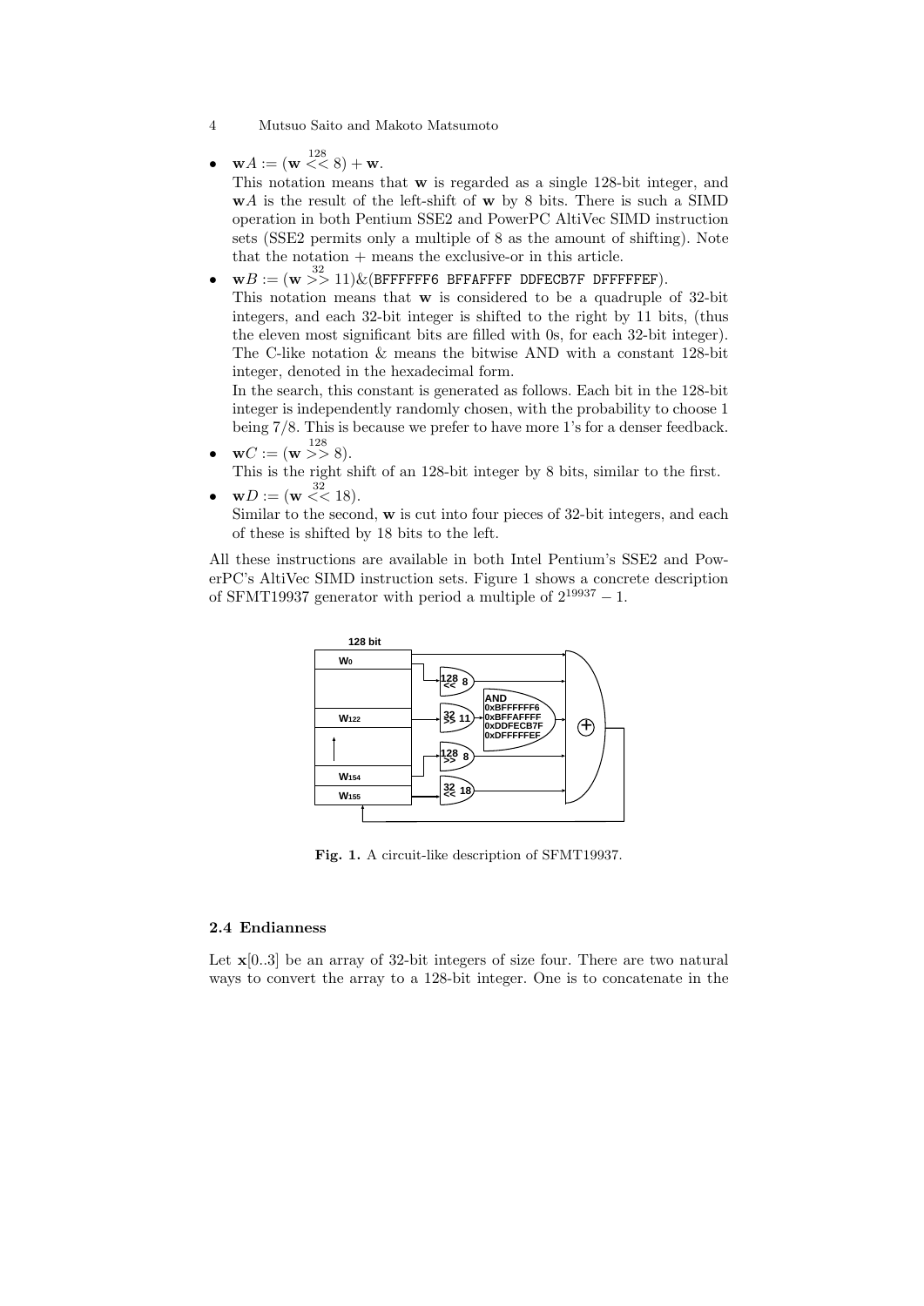- $\mathbf{w}A := (\mathbf{w} \overset{128}{<<} 8) + \mathbf{w}$.
  This notation means that $\mathbf{w}$ is regarded as a single 128-bit integer, and $\mathbf{w}A$ is the result of the left-shift of $\mathbf{w}$ by 8 bits. There is such a SIMD operation in both Pentium SSE2 and PowerPC AltiVec SIMD instruction sets (SSE2 permits only a multiple of 8 as the amount of shifting). Note that the notation $+$ means the exclusive-or in this article.
- $\mathbf{w}B := (\mathbf{w} \overset{32}{>>} 11) \& (\texttt{BFFFFFF6 BFFAFFFF DDFECB7F DFFFFFEF})$.
  This notation means that $\mathbf{w}$ is considered to be a quadruple of 32-bit integers, and each 32-bit integer is shifted to the right by 11 bits, (thus the eleven most significant bits are filled with 0s, for each 32-bit integer). The C-like notation & means the bitwise AND with a constant 128-bit integer, denoted in the hexadecimal form.
  In the search, this constant is generated as follows. Each bit in the 128-bit integer is independently randomly chosen, with the probability to choose 1 being 7/8. This is because we prefer to have more 1's for a denser feedback.
- $\mathbf{w}C := (\mathbf{w} \overset{128}{>>} 8)$.
  This is the right shift of an 128-bit integer by 8 bits, similar to the first.
- $\mathbf{w}D := (\mathbf{w} \overset{32}{<<} 18)$.
  Similar to the second, $\mathbf{w}$ is cut into four pieces of 32-bit integers, and each of these is shifted by 18 bits to the left.

All these instructions are available in both Intel Pentium's SSE2 and PowerPC's AltiVec SIMD instruction sets. Figure 1 shows a concrete description of SFMT19937 generator with period a multiple of $2^{19937} - 1$.

**Fig. 1.** A circuit-like description of SFMT19937.

### 2.4 Endianness

Let $\mathbf{x}[0..3]$ be an array of 32-bit integers of size four. There are two natural ways to convert the array to a 128-bit integer. One is to concatenate in the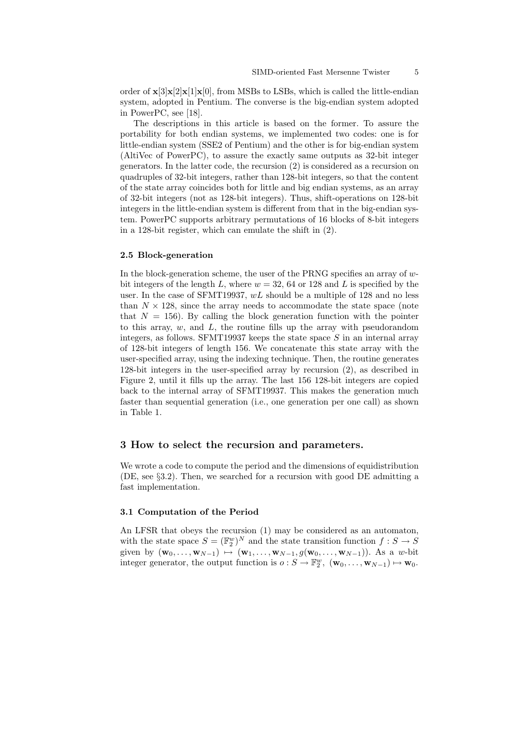order of $\mathbf{x}[3]\mathbf{x}[2]\mathbf{x}[1]\mathbf{x}[0]$, from MSBs to LSBs, which is called the little-endian system, adopted in Pentium. The converse is the big-endian system adopted in PowerPC, see [18].

The descriptions in this article is based on the former. To assure the portability for both endian systems, we implemented two codes: one is for little-endian system (SSE2 of Pentium) and the other is for big-endian system (AltiVec of PowerPC), to assure the exactly same outputs as 32-bit integer generators. In the latter code, the recursion (2) is considered as a recursion on quadruples of 32-bit integers, rather than 128-bit integers, so that the content of the state array coincides both for little and big endian systems, as an array of 32-bit integers (not as 128-bit integers). Thus, shift-operations on 128-bit integers in the little-endian system is different from that in the big-endian system. PowerPC supports arbitrary permutations of 16 blocks of 8-bit integers in a 128-bit register, which can emulate the shift in (2).

### 2.5 Block-generation

In the block-generation scheme, the user of the PRNG specifies an array of $w$-bit integers of the length $L$, where $w = 32$, 64 or 128 and $L$ is specified by the user. In the case of SFMT19937, $wL$ should be a multiple of 128 and no less than $N \times 128$, since the array needs to accommodate the state space (note that $N = 156$). By calling the block generation function with the pointer to this array, $w$, and $L$, the routine fills up the array with pseudorandom integers, as follows. SFMT19937 keeps the state space $S$ in an internal array of 128-bit integers of length 156. We concatenate this state array with the user-specified array, using the indexing technique. Then, the routine generates 128-bit integers in the user-specified array by recursion (2), as described in Figure 2, until it fills up the array. The last 156 128-bit integers are copied back to the internal array of SFMT19937. This makes the generation much faster than sequential generation (i.e., one generation per one call) as shown in Table 1.

## 3 How to select the recursion and parameters.

We wrote a code to compute the period and the dimensions of equidistribution (DE, see §3.2). Then, we searched for a recursion with good DE admitting a fast implementation.

### 3.1 Computation of the Period

An LFSR that obeys the recursion (1) may be considered as an automaton, with the state space $S = (\mathbb{F}_2^w)^N$ and the state transition function $f : S \to S$ given by $(\mathbf{w}_0, \ldots, \mathbf{w}_{N-1}) \mapsto (\mathbf{w}_1, \ldots, \mathbf{w}_{N-1}, g(\mathbf{w}_0, \ldots, \mathbf{w}_{N-1}))$. As a $w$-bit integer generator, the output function is $o : S \to \mathbb{F}_2^w,\ (\mathbf{w}_0, \ldots, \mathbf{w}_{N-1}) \mapsto \mathbf{w}_0$.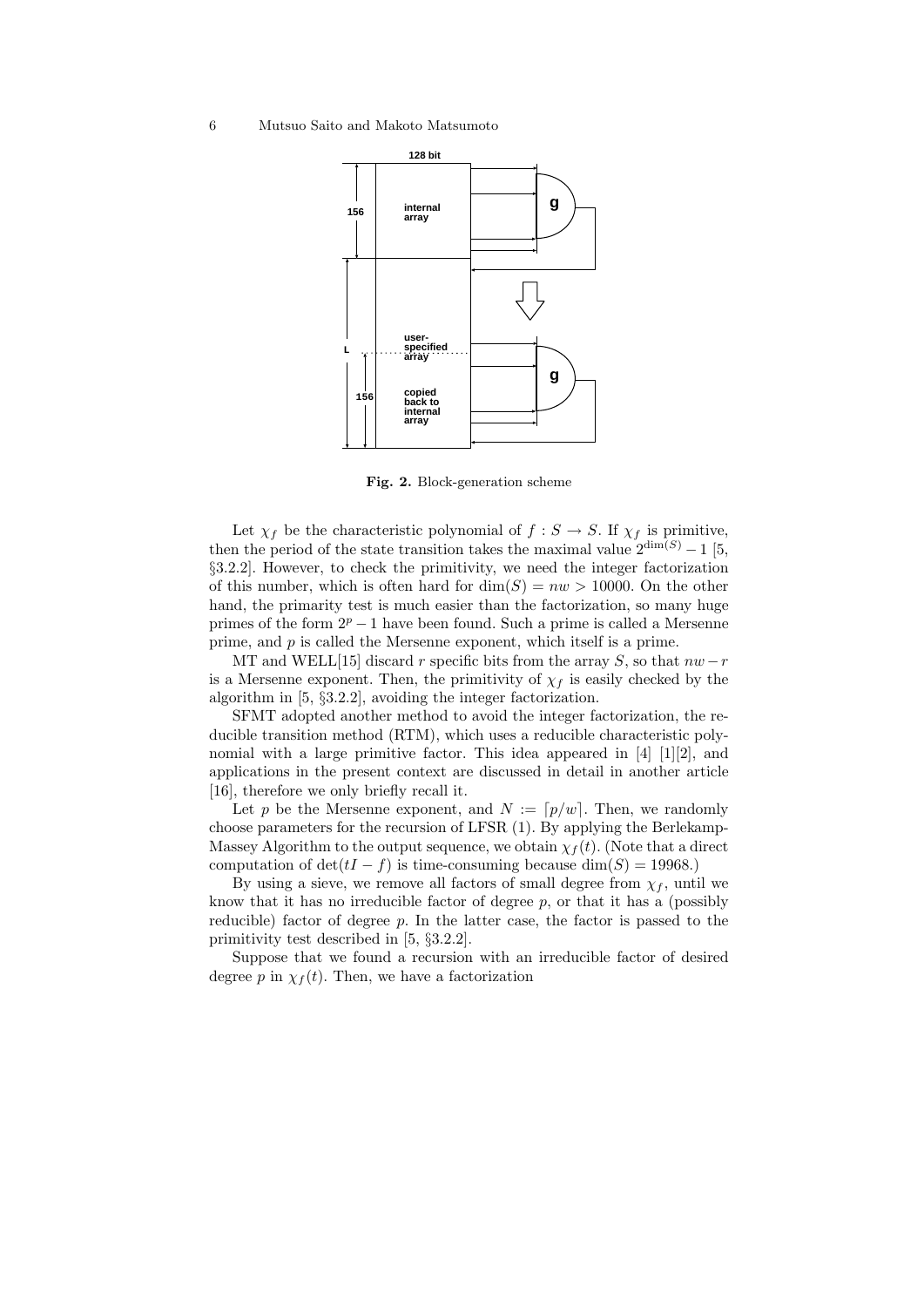**Fig. 2.** Block-generation scheme

Let $\chi_f$ be the characteristic polynomial of $f : S \to S$. If $\chi_f$ is primitive, then the period of the state transition takes the maximal value $2^{\dim(S)} - 1$ [5, §3.2.2]. However, to check the primitivity, we need the integer factorization of this number, which is often hard for $\dim(S) = nw > 10000$. On the other hand, the primarity test is much easier than the factorization, so many huge primes of the form $2^p - 1$ have been found. Such a prime is called a Mersenne prime, and $p$ is called the Mersenne exponent, which itself is a prime.

MT and WELL[15] discard $r$ specific bits from the array $S$, so that $nw - r$ is a Mersenne exponent. Then, the primitivity of $\chi_f$ is easily checked by the algorithm in [5, §3.2.2], avoiding the integer factorization.

SFMT adopted another method to avoid the integer factorization, the reducible transition method (RTM), which uses a reducible characteristic polynomial with a large primitive factor. This idea appeared in [4] [1][2], and applications in the present context are discussed in detail in another article [16], therefore we only briefly recall it.

Let $p$ be the Mersenne exponent, and $N := \lceil p/w \rceil$. Then, we randomly choose parameters for the recursion of LFSR (1). By applying the Berlekamp-Massey Algorithm to the output sequence, we obtain $\chi_f(t)$. (Note that a direct computation of $\det(tI - f)$ is time-consuming because $\dim(S) = 19968$.)

By using a sieve, we remove all factors of small degree from $\chi_f$, until we know that it has no irreducible factor of degree $p$, or that it has a (possibly reducible) factor of degree $p$. In the latter case, the factor is passed to the primitivity test described in [5, §3.2.2].

Suppose that we found a recursion with an irreducible factor of desired degree $p$ in $\chi_f(t)$. Then, we have a factorization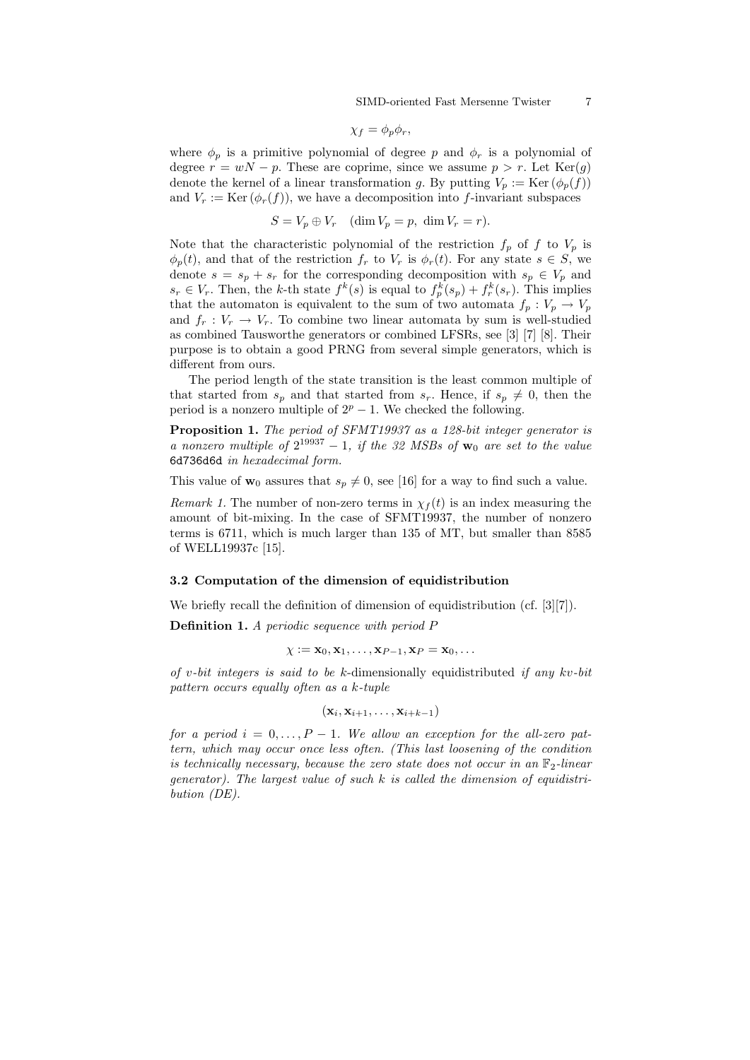$$\chi_f = \phi_p \phi_r,$$

where $\phi_p$ is a primitive polynomial of degree $p$ and $\phi_r$ is a polynomial of degree $r = wN - p$. These are coprime, since we assume $p > r$. Let $\mathrm{Ker}(g)$ denote the kernel of a linear transformation $g$. By putting $V_p := \mathrm{Ker}(\phi_p(f))$ and $V_r := \mathrm{Ker}(\phi_r(f))$, we have a decomposition into $f$-invariant subspaces

$$S = V_p \oplus V_r \quad (\dim V_p = p,\ \dim V_r = r).$$

Note that the characteristic polynomial of the restriction $f_p$ of $f$ to $V_p$ is $\phi_p(t)$, and that of the restriction $f_r$ to $V_r$ is $\phi_r(t)$. For any state $s \in S$, we denote $s = s_p + s_r$ for the corresponding decomposition with $s_p \in V_p$ and $s_r \in V_r$. Then, the $k$-th state $f^k(s)$ is equal to $f_p^k(s_p) + f_r^k(s_r)$. This implies that the automaton is equivalent to the sum of two automata $f_p : V_p \to V_p$ and $f_r : V_r \to V_r$. To combine two linear automata by sum is well-studied as combined Tausworthe generators or combined LFSRs, see [3] [7] [8]. Their purpose is to obtain a good PRNG from several simple generators, which is different from ours.

The period length of the state transition is the least common multiple of that started from $s_p$ and that started from $s_r$. Hence, if $s_p \neq 0$, then the period is a nonzero multiple of $2^p - 1$. We checked the following.

**Proposition 1.** *The period of SFMT19937 as a 128-bit integer generator is a nonzero multiple of $2^{19937} - 1$, if the 32 MSBs of $\mathbf{w}_0$ are set to the value* `6d736d6d` *in hexadecimal form.*

This value of $\mathbf{w}_0$ assures that $s_p \neq 0$, see [16] for a way to find such a value.

*Remark 1.* The number of non-zero terms in $\chi_f(t)$ is an index measuring the amount of bit-mixing. In the case of SFMT19937, the number of nonzero terms is 6711, which is much larger than 135 of MT, but smaller than 8585 of WELL19937c [15].

### 3.2 Computation of the dimension of equidistribution

We briefly recall the definition of dimension of equidistribution (cf. [3][7]).

**Definition 1.** *A periodic sequence with period $P$*

$$\chi := \mathbf{x}_0, \mathbf{x}_1, \ldots, \mathbf{x}_{P-1}, \mathbf{x}_P = \mathbf{x}_0, \ldots$$

*of $v$-bit integers is said to be $k$-dimensionally equidistributed if any $kv$-bit pattern occurs equally often as a $k$-tuple*

$$(\mathbf{x}_i, \mathbf{x}_{i+1}, \ldots, \mathbf{x}_{i+k-1})$$

*for a period $i = 0, \ldots, P-1$. We allow an exception for the all-zero pattern, which may occur once less often. (This last loosening of the condition is technically necessary, because the zero state does not occur in an $\mathbb{F}_2$-linear generator). The largest value of such $k$ is called the dimension of equidistribution (DE).*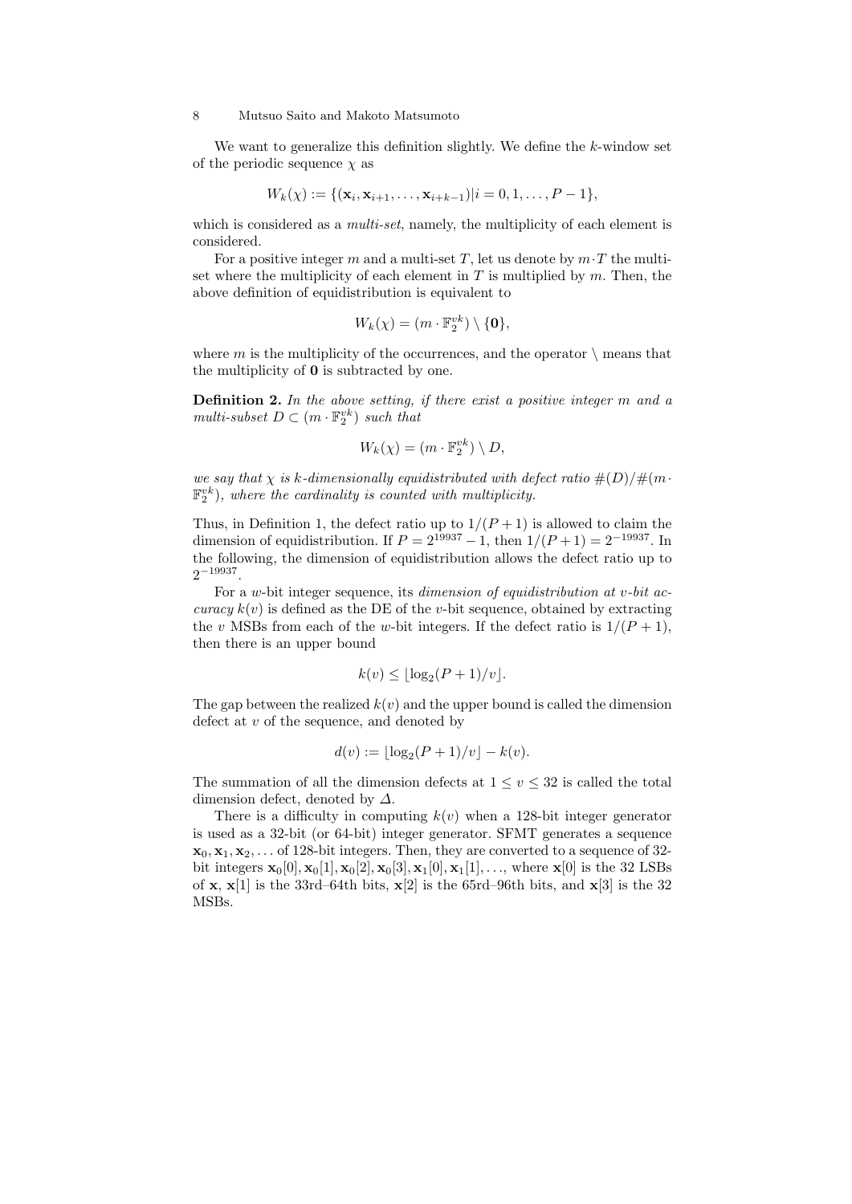We want to generalize this definition slightly. We define the $k$-window set of the periodic sequence $\chi$ as

$$W_k(\chi) := \{(\mathbf{x}_i, \mathbf{x}_{i+1}, \ldots, \mathbf{x}_{i+k-1}) | i = 0, 1, \ldots, P-1\},$$

which is considered as a *multi-set*, namely, the multiplicity of each element is considered.

For a positive integer $m$ and a multi-set $T$, let us denote by $m \cdot T$ the multi-set where the multiplicity of each element in $T$ is multiplied by $m$. Then, the above definition of equidistribution is equivalent to

$$W_k(\chi) = (m \cdot \mathbb{F}_2^{vk}) \setminus \{\mathbf{0}\},$$

where $m$ is the multiplicity of the occurrences, and the operator $\setminus$ means that the multiplicity of $\mathbf{0}$ is subtracted by one.

**Definition 2.** *In the above setting, if there exist a positive integer $m$ and a multi-subset $D \subset (m \cdot \mathbb{F}_2^{vk})$ such that*

$$W_k(\chi) = (m \cdot \mathbb{F}_2^{vk}) \setminus D,$$

*we say that $\chi$ is $k$-dimensionally equidistributed with defect ratio $\#(D)/\#(m \cdot \mathbb{F}_2^{vk})$, where the cardinality is counted with multiplicity.*

Thus, in Definition 1, the defect ratio up to $1/(P+1)$ is allowed to claim the dimension of equidistribution. If $P = 2^{19937} - 1$, then $1/(P+1) = 2^{-19937}$. In the following, the dimension of equidistribution allows the defect ratio up to $2^{-19937}$.

For a $w$-bit integer sequence, its *dimension of equidistribution at $v$-bit accuracy* $k(v)$ is defined as the DE of the $v$-bit sequence, obtained by extracting the $v$ MSBs from each of the $w$-bit integers. If the defect ratio is $1/(P+1)$, then there is an upper bound

$$k(v) \leq \lfloor \log_2(P+1)/v \rfloor.$$

The gap between the realized $k(v)$ and the upper bound is called the dimension defect at $v$ of the sequence, and denoted by

$$d(v) := \lfloor \log_2(P+1)/v \rfloor - k(v).$$

The summation of all the dimension defects at $1 \leq v \leq 32$ is called the total dimension defect, denoted by $\Delta$.

There is a difficulty in computing $k(v)$ when a 128-bit integer generator is used as a 32-bit (or 64-bit) integer generator. SFMT generates a sequence $\mathbf{x}_0, \mathbf{x}_1, \mathbf{x}_2, \ldots$ of 128-bit integers. Then, they are converted to a sequence of 32-bit integers $\mathbf{x}_0[0], \mathbf{x}_0[1], \mathbf{x}_0[2], \mathbf{x}_0[3], \mathbf{x}_1[0], \mathbf{x}_1[1], \ldots$, where $\mathbf{x}[0]$ is the 32 LSBs of $\mathbf{x}$, $\mathbf{x}[1]$ is the 33rd–64th bits, $\mathbf{x}[2]$ is the 65rd–96th bits, and $\mathbf{x}[3]$ is the 32 MSBs.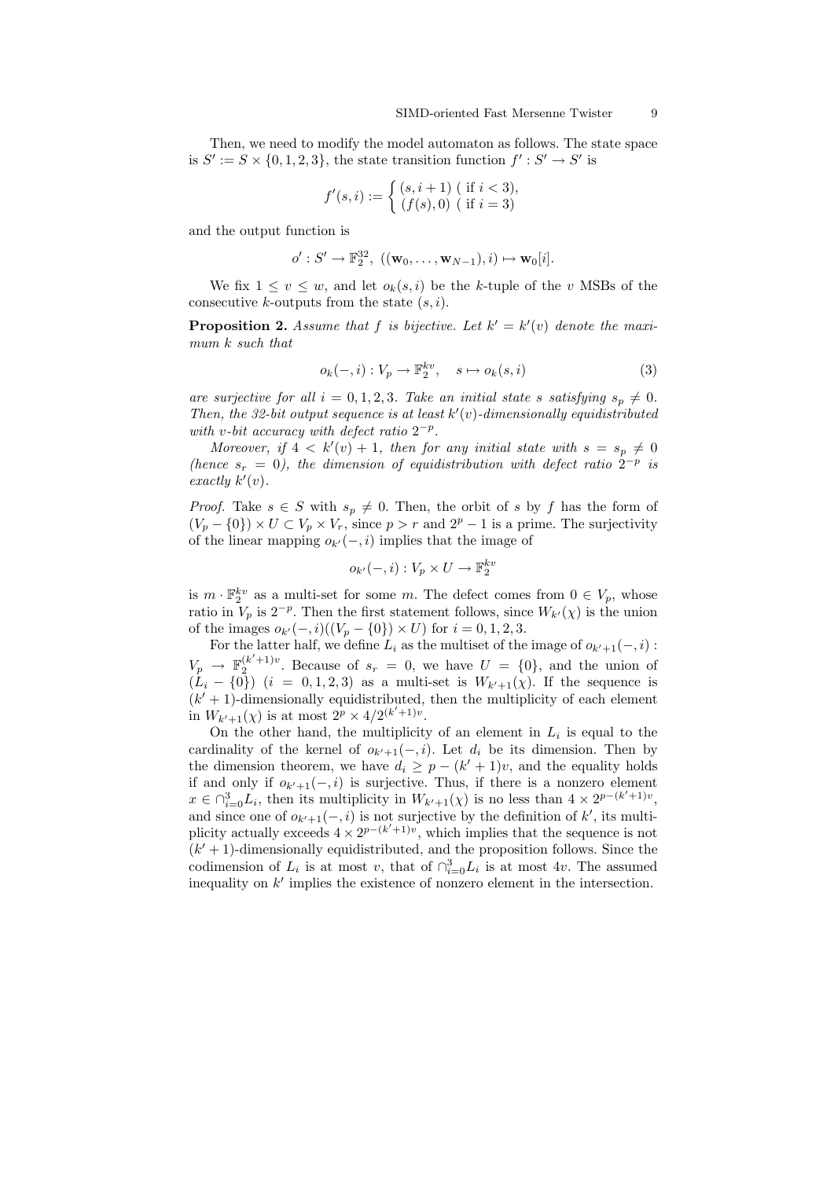Then, we need to modify the model automaton as follows. The state space is $S' := S \times \{0, 1, 2, 3\}$, the state transition function $f' : S' \to S'$ is

$$f'(s, i) := \begin{cases} (s, i+1) \ (\text{ if } i < 3), \\ (f(s), 0) \ (\text{ if } i = 3) \end{cases}$$

and the output function is

$$o' : S' \to \mathbb{F}_2^{32}, \ ((\mathbf{w}_0, \ldots, \mathbf{w}_{N-1}), i) \mapsto \mathbf{w}_0[i].$$

We fix $1 \leq v \leq w$, and let $o_k(s, i)$ be the $k$-tuple of the $v$ MSBs of the consecutive $k$-outputs from the state $(s, i)$.

**Proposition 2.** *Assume that $f$ is bijective. Let $k' = k'(v)$ denote the maximum $k$ such that*

$$o_k(-, i) : V_p \to \mathbb{F}_2^{kv}, \quad s \mapsto o_k(s, i) \tag{3}$$

*are surjective for all $i = 0, 1, 2, 3$. Take an initial state $s$ satisfying $s_p \neq 0$. Then, the 32-bit output sequence is at least $k'(v)$-dimensionally equidistributed with $v$-bit accuracy with defect ratio $2^{-p}$.*

*Moreover, if $4 < k'(v) + 1$, then for any initial state with $s = s_p \neq 0$ (hence $s_r = 0$), the dimension of equidistribution with defect ratio $2^{-p}$ is exactly $k'(v)$.*

*Proof.* Take $s \in S$ with $s_p \neq 0$. Then, the orbit of $s$ by $f$ has the form of $(V_p - \{0\}) \times U \subset V_p \times V_r$, since $p > r$ and $2^p - 1$ is a prime. The surjectivity of the linear mapping $o_{k'}(-, i)$ implies that the image of

$$o_{k'}(-, i) : V_p \times U \to \mathbb{F}_2^{kv}$$

is $m \cdot \mathbb{F}_2^{kv}$ as a multi-set for some $m$. The defect comes from $0 \in V_p$, whose ratio in $V_p$ is $2^{-p}$. Then the first statement follows, since $W_{k'}(\chi)$ is the union of the images $o_{k'}(-, i)((V_p - \{0\}) \times U)$ for $i = 0, 1, 2, 3$.

For the latter half, we define $L_i$ as the multiset of the image of $o_{k'+1}(-, i) : V_p \to \mathbb{F}_2^{(k'+1)v}$. Because of $s_r = 0$, we have $U = \{0\}$, and the union of $(L_i - \{0\})$ $(i = 0, 1, 2, 3)$ as a multi-set is $W_{k'+1}(\chi)$. If the sequence is $(k' + 1)$-dimensionally equidistributed, then the multiplicity of each element in $W_{k'+1}(\chi)$ is at most $2^p \times 4/2^{(k'+1)v}$.

On the other hand, the multiplicity of an element in $L_i$ is equal to the cardinality of the kernel of $o_{k'+1}(-, i)$. Let $d_i$ be its dimension. Then by the dimension theorem, we have $d_i \geq p - (k' + 1)v$, and the equality holds if and only if $o_{k'+1}(-, i)$ is surjective. Thus, if there is a nonzero element $x \in \cap_{i=0}^{3} L_i$, then its multiplicity in $W_{k'+1}(\chi)$ is no less than $4 \times 2^{p-(k'+1)v}$, and since one of $o_{k'+1}(-, i)$ is not surjective by the definition of $k'$, its multiplicity actually exceeds $4 \times 2^{p-(k'+1)v}$, which implies that the sequence is not $(k' + 1)$-dimensionally equidistributed, and the proposition follows. Since the codimension of $L_i$ is at most $v$, that of $\cap_{i=0}^{3} L_i$ is at most $4v$. The assumed inequality on $k'$ implies the existence of nonzero element in the intersection.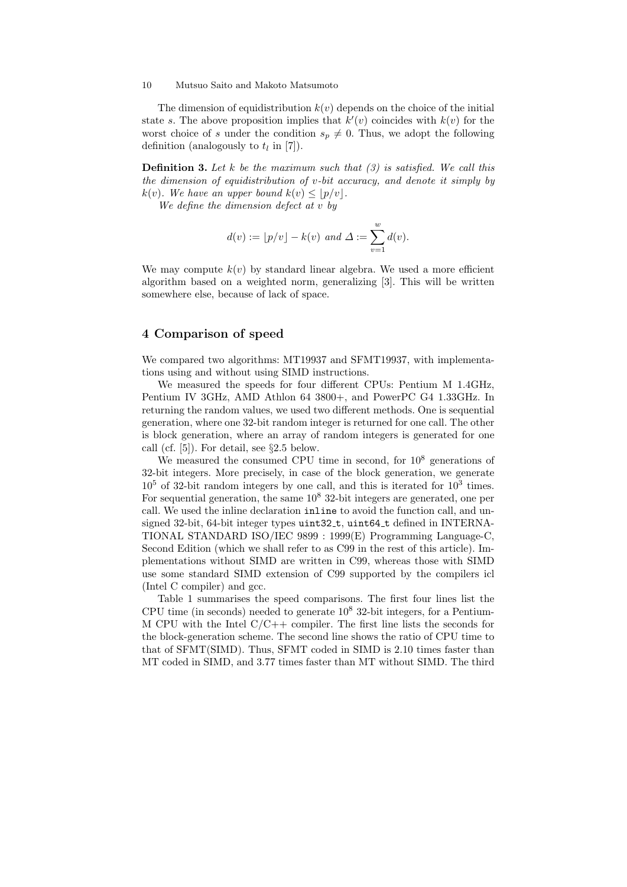The dimension of equidistribution $k(v)$ depends on the choice of the initial state $s$. The above proposition implies that $k'(v)$ coincides with $k(v)$ for the worst choice of $s$ under the condition $s_p \neq 0$. Thus, we adopt the following definition (analogously to $t_l$ in [7]).

**Definition 3.** *Let $k$ be the maximum such that (3) is satisfied. We call this the dimension of equidistribution of $v$-bit accuracy, and denote it simply by $k(v)$. We have an upper bound $k(v) \leq \lfloor p/v \rfloor$.*

*We define the dimension defect at $v$ by*

$$d(v) := \lfloor p/v \rfloor - k(v) \text{ and } \Delta := \sum_{v=1}^{w} d(v).$$

We may compute $k(v)$ by standard linear algebra. We used a more efficient algorithm based on a weighted norm, generalizing [3]. This will be written somewhere else, because of lack of space.

## 4 Comparison of speed

We compared two algorithms: MT19937 and SFMT19937, with implementations using and without using SIMD instructions.

We measured the speeds for four different CPUs: Pentium M 1.4GHz, Pentium IV 3GHz, AMD Athlon 64 3800+, and PowerPC G4 1.33GHz. In returning the random values, we used two different methods. One is sequential generation, where one 32-bit random integer is returned for one call. The other is block generation, where an array of random integers is generated for one call (cf. [5]). For detail, see §2.5 below.

We measured the consumed CPU time in second, for $10^8$ generations of 32-bit integers. More precisely, in case of the block generation, we generate $10^5$ of 32-bit random integers by one call, and this is iterated for $10^3$ times. For sequential generation, the same $10^8$ 32-bit integers are generated, one per call. We used the inline declaration `inline` to avoid the function call, and unsigned 32-bit, 64-bit integer types `uint32_t`, `uint64_t` defined in INTERNATIONAL STANDARD ISO/IEC 9899 : 1999(E) Programming Language-C, Second Edition (which we shall refer to as C99 in the rest of this article). Implementations without SIMD are written in C99, whereas those with SIMD use some standard SIMD extension of C99 supported by the compilers icl (Intel C compiler) and gcc.

Table 1 summarises the speed comparisons. The first four lines list the CPU time (in seconds) needed to generate $10^8$ 32-bit integers, for a Pentium-M CPU with the Intel C/C++ compiler. The first line lists the seconds for the block-generation scheme. The second line shows the ratio of CPU time to that of SFMT(SIMD). Thus, SFMT coded in SIMD is 2.10 times faster than MT coded in SIMD, and 3.77 times faster than MT without SIMD. The third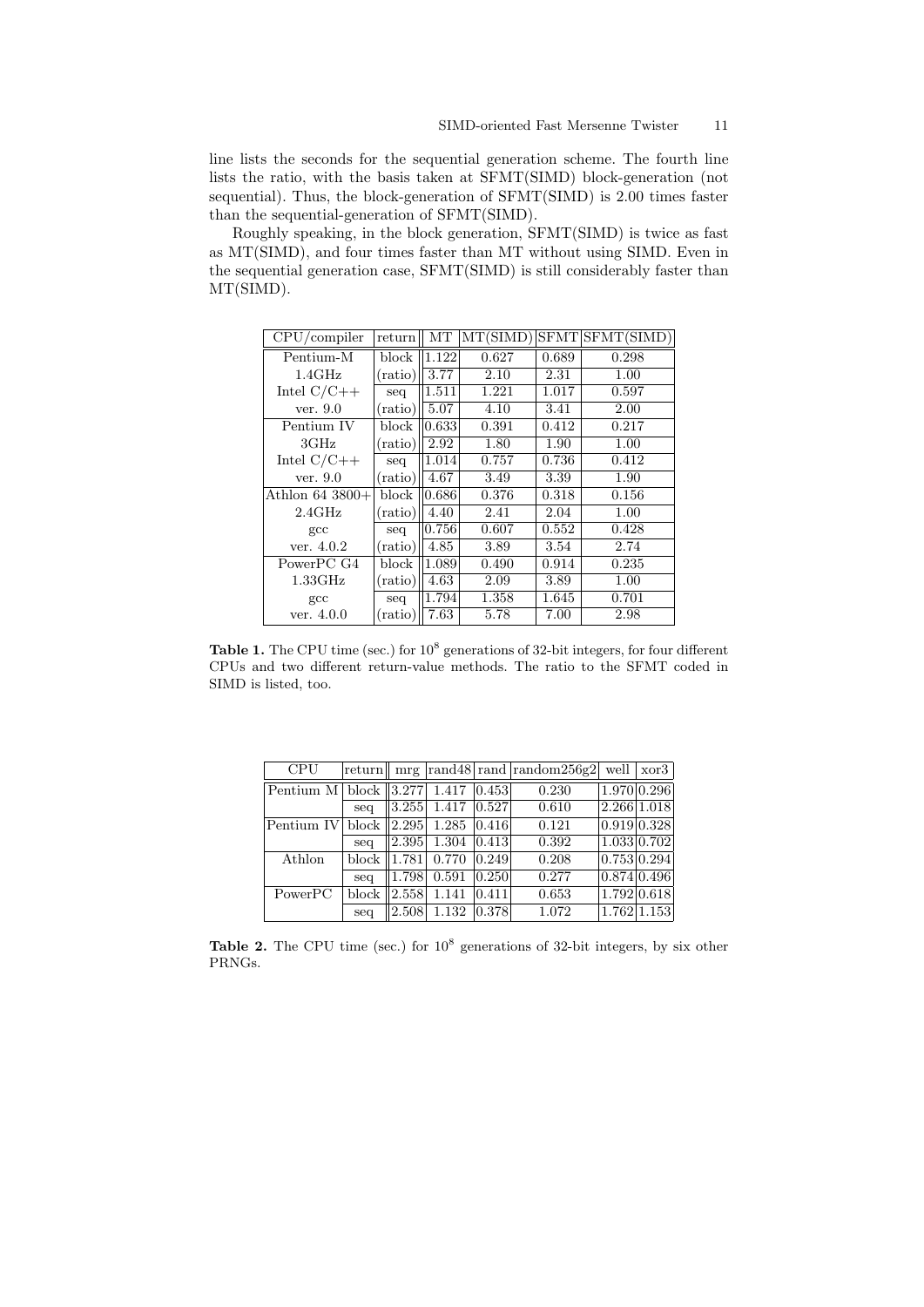line lists the seconds for the sequential generation scheme. The fourth line lists the ratio, with the basis taken at SFMT(SIMD) block-generation (not sequential). Thus, the block-generation of SFMT(SIMD) is 2.00 times faster than the sequential-generation of SFMT(SIMD).

Roughly speaking, in the block generation, SFMT(SIMD) is twice as fast as MT(SIMD), and four times faster than MT without using SIMD. Even in the sequential generation case, SFMT(SIMD) is still considerably faster than MT(SIMD).

| CPU/compiler | return | MT | MT(SIMD) | SFMT | SFMT(SIMD) |
|---|---|---|---|---|---|
| Pentium-M | block | 1.122 | 0.627 | 0.689 | 0.298 |
| 1.4GHz | (ratio) | 3.77 | 2.10 | 2.31 | 1.00 |
| Intel C/C++ | seq | 1.511 | 1.221 | 1.017 | 0.597 |
| ver. 9.0 | (ratio) | 5.07 | 4.10 | 3.41 | 2.00 |
| Pentium IV | block | 0.633 | 0.391 | 0.412 | 0.217 |
| 3GHz | (ratio) | 2.92 | 1.80 | 1.90 | 1.00 |
| Intel C/C++ | seq | 1.014 | 0.757 | 0.736 | 0.412 |
| ver. 9.0 | (ratio) | 4.67 | 3.49 | 3.39 | 1.90 |
| Athlon 64 3800+ | block | 0.686 | 0.376 | 0.318 | 0.156 |
| 2.4GHz | (ratio) | 4.40 | 2.41 | 2.04 | 1.00 |
| gcc | seq | 0.756 | 0.607 | 0.552 | 0.428 |
| ver. 4.0.2 | (ratio) | 4.85 | 3.89 | 3.54 | 2.74 |
| PowerPC G4 | block | 1.089 | 0.490 | 0.914 | 0.235 |
| 1.33GHz | (ratio) | 4.63 | 2.09 | 3.89 | 1.00 |
| gcc | seq | 1.794 | 1.358 | 1.645 | 0.701 |
| ver. 4.0.0 | (ratio) | 7.63 | 5.78 | 7.00 | 2.98 |

**Table 1.** The CPU time (sec.) for $10^8$ generations of 32-bit integers, for four different CPUs and two different return-value methods. The ratio to the SFMT coded in SIMD is listed, too.

| CPU | return | mrg | rand48 | rand | random256g2 | well | xor3 |
|---|---|---|---|---|---|---|---|
| Pentium M | block | 3.277 | 1.417 | 0.453 | 0.230 | 1.970 | 0.296 |
| | seq | 3.255 | 1.417 | 0.527 | 0.610 | 2.266 | 1.018 |
| Pentium IV | block | 2.295 | 1.285 | 0.416 | 0.121 | 0.919 | 0.328 |
| | seq | 2.395 | 1.304 | 0.413 | 0.392 | 1.033 | 0.702 |
| Athlon | block | 1.781 | 0.770 | 0.249 | 0.208 | 0.753 | 0.294 |
| | seq | 1.798 | 0.591 | 0.250 | 0.277 | 0.874 | 0.496 |
| PowerPC | block | 2.558 | 1.141 | 0.411 | 0.653 | 1.792 | 0.618 |
| | seq | 2.508 | 1.132 | 0.378 | 1.072 | 1.762 | 1.153 |

**Table 2.** The CPU time (sec.) for $10^8$ generations of 32-bit integers, by six other PRNGs.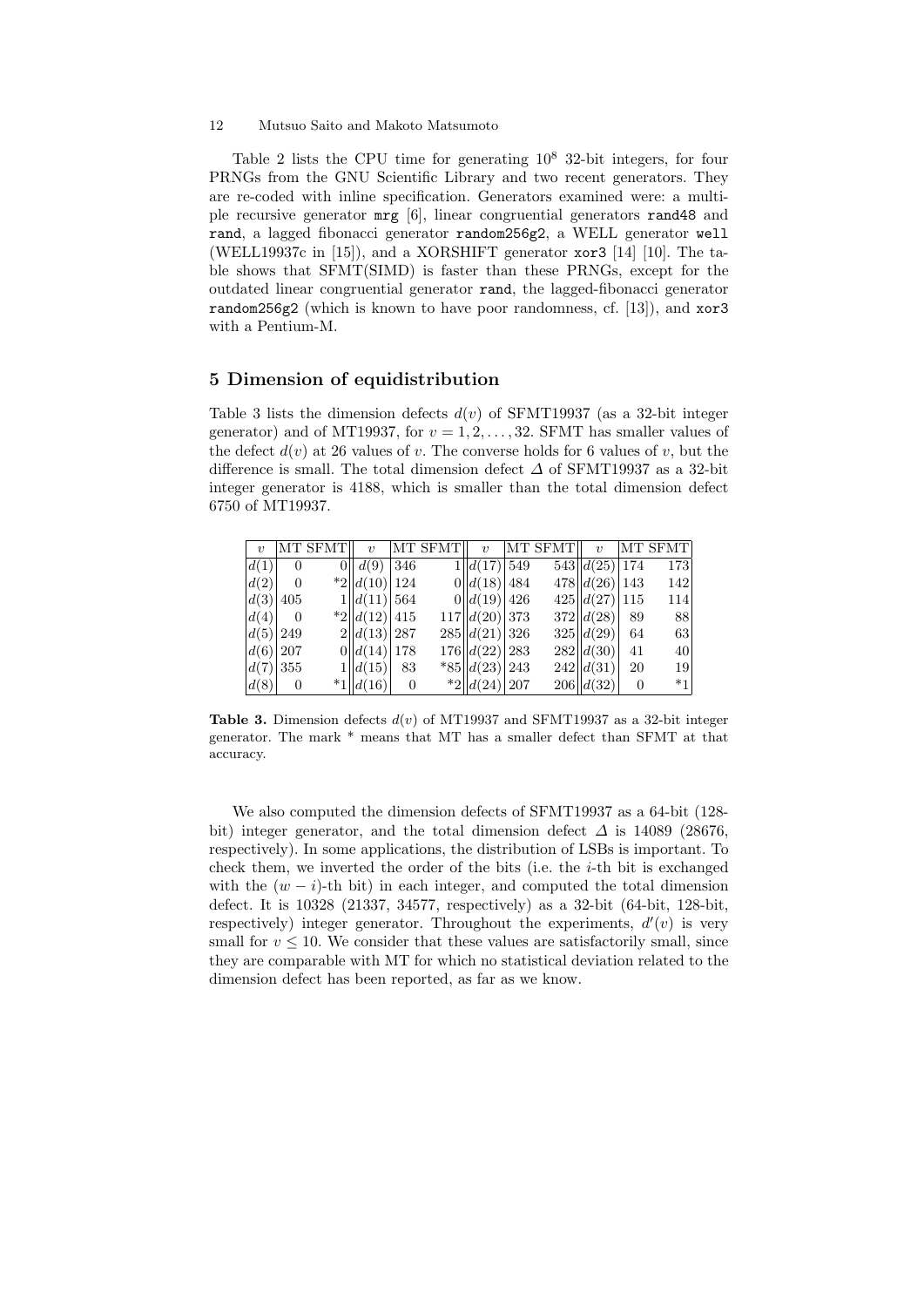Table 2 lists the CPU time for generating $10^8$ 32-bit integers, for four PRNGs from the GNU Scientific Library and two recent generators. They are re-coded with inline specification. Generators examined were: a multiple recursive generator `mrg` [6], linear congruential generators `rand48` and `rand`, a lagged fibonacci generator `random256g2`, a WELL generator `well` (WELL19937c in [15]), and a XORSHIFT generator `xor3` [14] [10]. The table shows that SFMT(SIMD) is faster than these PRNGs, except for the outdated linear congruential generator `rand`, the lagged-fibonacci generator `random256g2` (which is known to have poor randomness, cf. [13]), and `xor3` with a Pentium-M.

## 5 Dimension of equidistribution

Table 3 lists the dimension defects $d(v)$ of SFMT19937 (as a 32-bit integer generator) and of MT19937, for $v = 1, 2, \ldots, 32$. SFMT has smaller values of the defect $d(v)$ at 26 values of $v$. The converse holds for 6 values of $v$, but the difference is small. The total dimension defect $\Delta$ of SFMT19937 as a 32-bit integer generator is 4188, which is smaller than the total dimension defect 6750 of MT19937.

| $v$ | MT | SFMT | $v$ | MT | SFMT | $v$ | MT | SFMT | $v$ | MT | SFMT |
|---|---|---|---|---|---|---|---|---|---|---|---|
| $d(1)$ | 0 | 0 | $d(9)$ | 346 | 1 | $d(17)$ | 549 | 543 | $d(25)$ | 174 | 173 |
| $d(2)$ | 0 | *2 | $d(10)$ | 124 | 0 | $d(18)$ | 484 | 478 | $d(26)$ | 143 | 142 |
| $d(3)$ | 405 | 1 | $d(11)$ | 564 | 0 | $d(19)$ | 426 | 425 | $d(27)$ | 115 | 114 |
| $d(4)$ | 0 | *2 | $d(12)$ | 415 | 117 | $d(20)$ | 373 | 372 | $d(28)$ | 89 | 88 |
| $d(5)$ | 249 | 2 | $d(13)$ | 287 | 285 | $d(21)$ | 326 | 325 | $d(29)$ | 64 | 63 |
| $d(6)$ | 207 | 0 | $d(14)$ | 178 | 176 | $d(22)$ | 283 | 282 | $d(30)$ | 41 | 40 |
| $d(7)$ | 355 | 1 | $d(15)$ | 83 | *85 | $d(23)$ | 243 | 242 | $d(31)$ | 20 | 19 |
| $d(8)$ | 0 | *1 | $d(16)$ | 0 | *2 | $d(24)$ | 207 | 206 | $d(32)$ | 0 | *1 |

**Table 3.** Dimension defects $d(v)$ of MT19937 and SFMT19937 as a 32-bit integer generator. The mark * means that MT has a smaller defect than SFMT at that accuracy.

We also computed the dimension defects of SFMT19937 as a 64-bit (128-bit) integer generator, and the total dimension defect $\Delta$ is 14089 (28676, respectively). In some applications, the distribution of LSBs is important. To check them, we inverted the order of the bits (i.e. the $i$-th bit is exchanged with the $(w - i)$-th bit) in each integer, and computed the total dimension defect. It is 10328 (21337, 34577, respectively) as a 32-bit (64-bit, 128-bit, respectively) integer generator. Throughout the experiments, $d'(v)$ is very small for $v \leq 10$. We consider that these values are satisfactorily small, since they are comparable with MT for which no statistical deviation related to the dimension defect has been reported, as far as we know.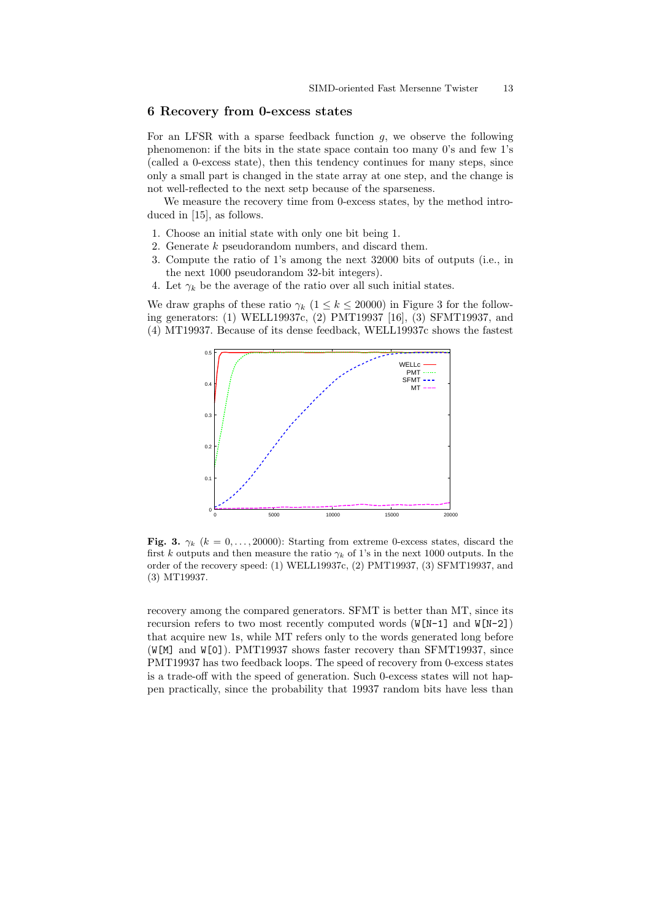## 6 Recovery from 0-excess states

For an LFSR with a sparse feedback function $g$, we observe the following phenomenon: if the bits in the state space contain too many 0's and few 1's (called a 0-excess state), then this tendency continues for many steps, since only a small part is changed in the state array at one step, and the change is not well-reflected to the next setp because of the sparseness.

We measure the recovery time from 0-excess states, by the method introduced in [15], as follows.

1. Choose an initial state with only one bit being 1.
2. Generate $k$ pseudorandom numbers, and discard them.
3. Compute the ratio of 1's among the next 32000 bits of outputs (i.e., in the next 1000 pseudorandom 32-bit integers).
4. Let $\gamma_k$ be the average of the ratio over all such initial states.

We draw graphs of these ratio $\gamma_k$ ($1 \leq k \leq 20000$) in Figure 3 for the following generators: (1) WELL19937c, (2) PMT19937 [16], (3) SFMT19937, and (4) MT19937. Because of its dense feedback, WELL19937c shows the fastest

**Fig. 3.** $\gamma_k$ ($k = 0, \ldots, 20000$): Starting from extreme 0-excess states, discard the first $k$ outputs and then measure the ratio $\gamma_k$ of 1's in the next 1000 outputs. In the order of the recovery speed: (1) WELL19937c, (2) PMT19937, (3) SFMT19937, and (3) MT19937.

recovery among the compared generators. SFMT is better than MT, since its recursion refers to two most recently computed words (`W[N-1]` and `W[N-2]`) that acquire new 1s, while MT refers only to the words generated long before (`W[M]` and `W[0]`). PMT19937 shows faster recovery than SFMT19937, since PMT19937 has two feedback loops. The speed of recovery from 0-excess states is a trade-off with the speed of generation. Such 0-excess states will not happen practically, since the probability that 19937 random bits have less than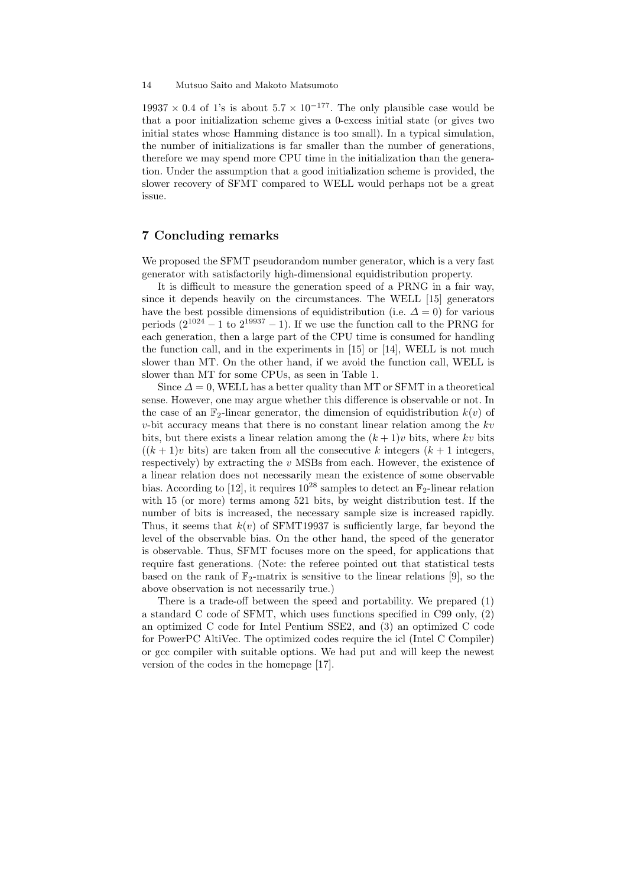$19937 \times 0.4$ of 1's is about $5.7 \times 10^{-177}$. The only plausible case would be that a poor initialization scheme gives a 0-excess initial state (or gives two initial states whose Hamming distance is too small). In a typical simulation, the number of initializations is far smaller than the number of generations, therefore we may spend more CPU time in the initialization than the generation. Under the assumption that a good initialization scheme is provided, the slower recovery of SFMT compared to WELL would perhaps not be a great issue.

## 7 Concluding remarks

We proposed the SFMT pseudorandom number generator, which is a very fast generator with satisfactorily high-dimensional equidistribution property.

It is difficult to measure the generation speed of a PRNG in a fair way, since it depends heavily on the circumstances. The WELL [15] generators have the best possible dimensions of equidistribution (i.e. $\Delta = 0$) for various periods ($2^{1024} - 1$ to $2^{19937} - 1$). If we use the function call to the PRNG for each generation, then a large part of the CPU time is consumed for handling the function call, and in the experiments in [15] or [14], WELL is not much slower than MT. On the other hand, if we avoid the function call, WELL is slower than MT for some CPUs, as seen in Table 1.

Since $\Delta = 0$, WELL has a better quality than MT or SFMT in a theoretical sense. However, one may argue whether this difference is observable or not. In the case of an $\mathbb{F}_2$-linear generator, the dimension of equidistribution $k(v)$ of $v$-bit accuracy means that there is no constant linear relation among the $kv$ bits, but there exists a linear relation among the $(k+1)v$ bits, where $kv$ bits ($(k+1)v$ bits) are taken from all the consecutive $k$ integers ($k+1$ integers, respectively) by extracting the $v$ MSBs from each. However, the existence of a linear relation does not necessarily mean the existence of some observable bias. According to [12], it requires $10^{28}$ samples to detect an $\mathbb{F}_2$-linear relation with 15 (or more) terms among 521 bits, by weight distribution test. If the number of bits is increased, the necessary sample size is increased rapidly. Thus, it seems that $k(v)$ of SFMT19937 is sufficiently large, far beyond the level of the observable bias. On the other hand, the speed of the generator is observable. Thus, SFMT focuses more on the speed, for applications that require fast generations. (Note: the referee pointed out that statistical tests based on the rank of $\mathbb{F}_2$-matrix is sensitive to the linear relations [9], so the above observation is not necessarily true.)

There is a trade-off between the speed and portability. We prepared (1) a standard C code of SFMT, which uses functions specified in C99 only, (2) an optimized C code for Intel Pentium SSE2, and (3) an optimized C code for PowerPC AltiVec. The optimized codes require the icl (Intel C Compiler) or gcc compiler with suitable options. We had put and will keep the newest version of the codes in the homepage [17].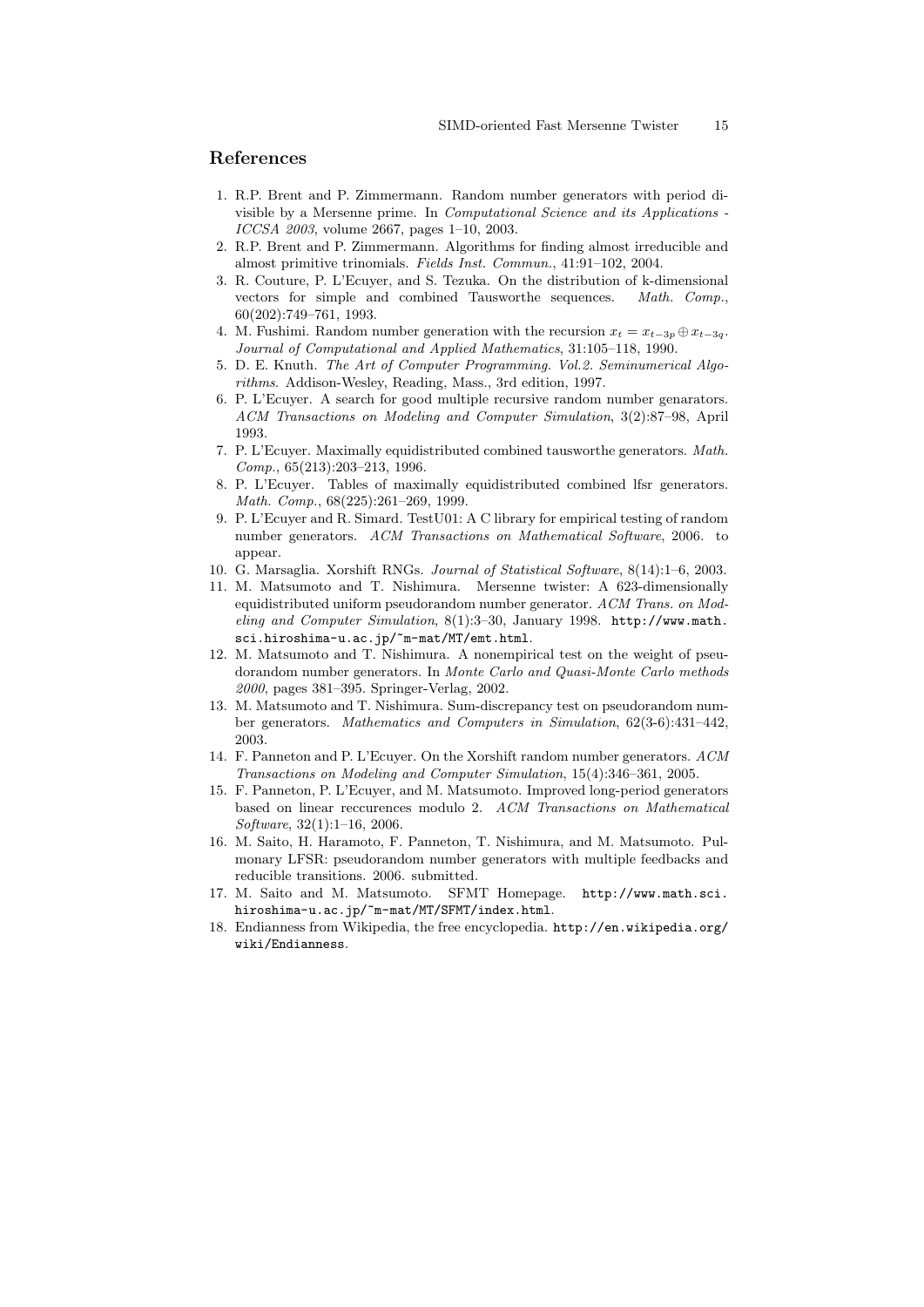## References

1. R.P. Brent and P. Zimmermann. Random number generators with period divisible by a Mersenne prime. In *Computational Science and its Applications - ICCSA 2003*, volume 2667, pages 1–10, 2003.
2. R.P. Brent and P. Zimmermann. Algorithms for finding almost irreducible and almost primitive trinomials. *Fields Inst. Commun.*, 41:91–102, 2004.
3. R. Couture, P. L'Ecuyer, and S. Tezuka. On the distribution of k-dimensional vectors for simple and combined Tausworthe sequences. *Math. Comp.*, 60(202):749–761, 1993.
4. M. Fushimi. Random number generation with the recursion $x_t = x_{t-3p} \oplus x_{t-3q}$. *Journal of Computational and Applied Mathematics*, 31:105–118, 1990.
5. D. E. Knuth. *The Art of Computer Programming. Vol.2. Seminumerical Algorithms.* Addison-Wesley, Reading, Mass., 3rd edition, 1997.
6. P. L'Ecuyer. A search for good multiple recursive random number genarators. *ACM Transactions on Modeling and Computer Simulation*, 3(2):87–98, April 1993.
7. P. L'Ecuyer. Maximally equidistributed combined tausworthe generators. *Math. Comp.*, 65(213):203–213, 1996.
8. P. L'Ecuyer. Tables of maximally equidistributed combined lfsr generators. *Math. Comp.*, 68(225):261–269, 1999.
9. P. L'Ecuyer and R. Simard. TestU01: A C library for empirical testing of random number generators. *ACM Transactions on Mathematical Software*, 2006. to appear.
10. G. Marsaglia. Xorshift RNGs. *Journal of Statistical Software*, 8(14):1–6, 2003.
11. M. Matsumoto and T. Nishimura. Mersenne twister: A 623-dimensionally equidistributed uniform pseudorandom number generator. *ACM Trans. on Modeling and Computer Simulation*, 8(1):3–30, January 1998. http://www.math.sci.hiroshima-u.ac.jp/~m-mat/MT/emt.html.
12. M. Matsumoto and T. Nishimura. A nonempirical test on the weight of pseudorandom number generators. In *Monte Carlo and Quasi-Monte Carlo methods 2000*, pages 381–395. Springer-Verlag, 2002.
13. M. Matsumoto and T. Nishimura. Sum-discrepancy test on pseudorandom number generators. *Mathematics and Computers in Simulation*, 62(3-6):431–442, 2003.
14. F. Panneton and P. L'Ecuyer. On the Xorshift random number generators. *ACM Transactions on Modeling and Computer Simulation*, 15(4):346–361, 2005.
15. F. Panneton, P. L'Ecuyer, and M. Matsumoto. Improved long-period generators based on linear reccurences modulo 2. *ACM Transactions on Mathematical Software*, 32(1):1–16, 2006.
16. M. Saito, H. Haramoto, F. Panneton, T. Nishimura, and M. Matsumoto. Pulmonary LFSR: pseudorandom number generators with multiple feedbacks and reducible transitions. 2006. submitted.
17. M. Saito and M. Matsumoto. SFMT Homepage. http://www.math.sci.hiroshima-u.ac.jp/~m-mat/MT/SFMT/index.html.
18. Endianness from Wikipedia, the free encyclopedia. http://en.wikipedia.org/wiki/Endianness.